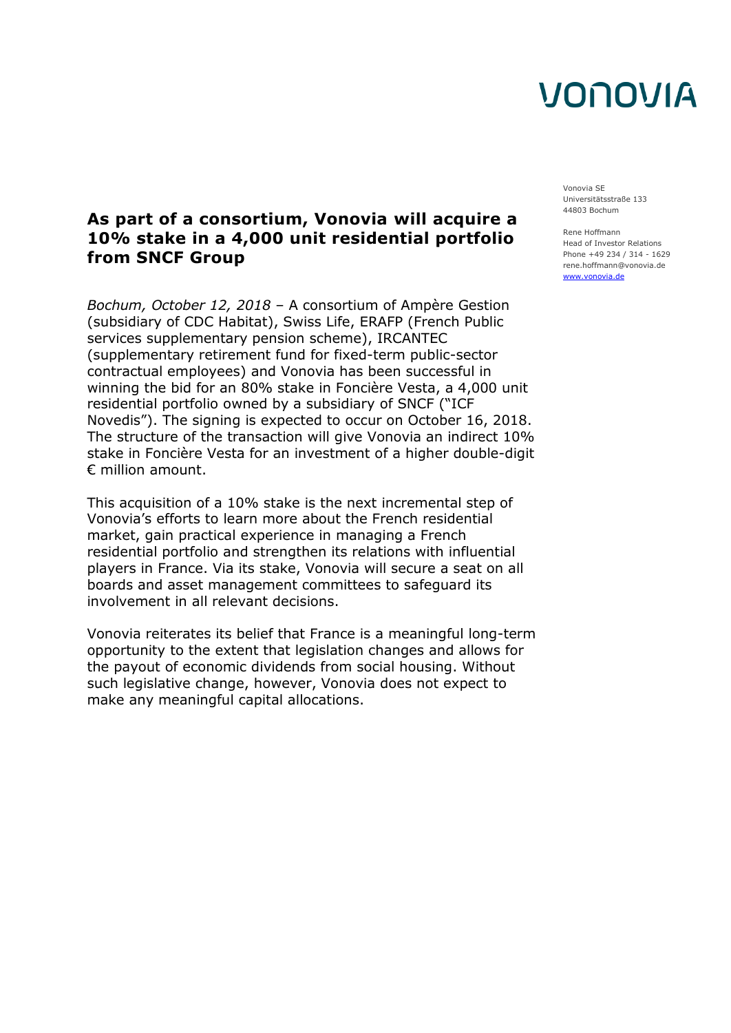VONOVIA

Vonovia SE
Universitätsstraße 133
44803 Bochum

Rene Hoffmann
Head of Investor Relations
Phone +49 234 / 314 - 1629
rene.hoffmann@vonovia.de
www.vonovia.de

# As part of a consortium, Vonovia will acquire a 10% stake in a 4,000 unit residential portfolio from SNCF Group

*Bochum, October 12, 2018* – A consortium of Ampère Gestion (subsidiary of CDC Habitat), Swiss Life, ERAFP (French Public services supplementary pension scheme), IRCANTEC (supplementary retirement fund for fixed-term public-sector contractual employees) and Vonovia has been successful in winning the bid for an 80% stake in Foncière Vesta, a 4,000 unit residential portfolio owned by a subsidiary of SNCF ("ICF Novedis"). The signing is expected to occur on October 16, 2018. The structure of the transaction will give Vonovia an indirect 10% stake in Foncière Vesta for an investment of a higher double-digit € million amount.

This acquisition of a 10% stake is the next incremental step of Vonovia's efforts to learn more about the French residential market, gain practical experience in managing a French residential portfolio and strengthen its relations with influential players in France. Via its stake, Vonovia will secure a seat on all boards and asset management committees to safeguard its involvement in all relevant decisions.

Vonovia reiterates its belief that France is a meaningful long-term opportunity to the extent that legislation changes and allows for the payout of economic dividends from social housing. Without such legislative change, however, Vonovia does not expect to make any meaningful capital allocations.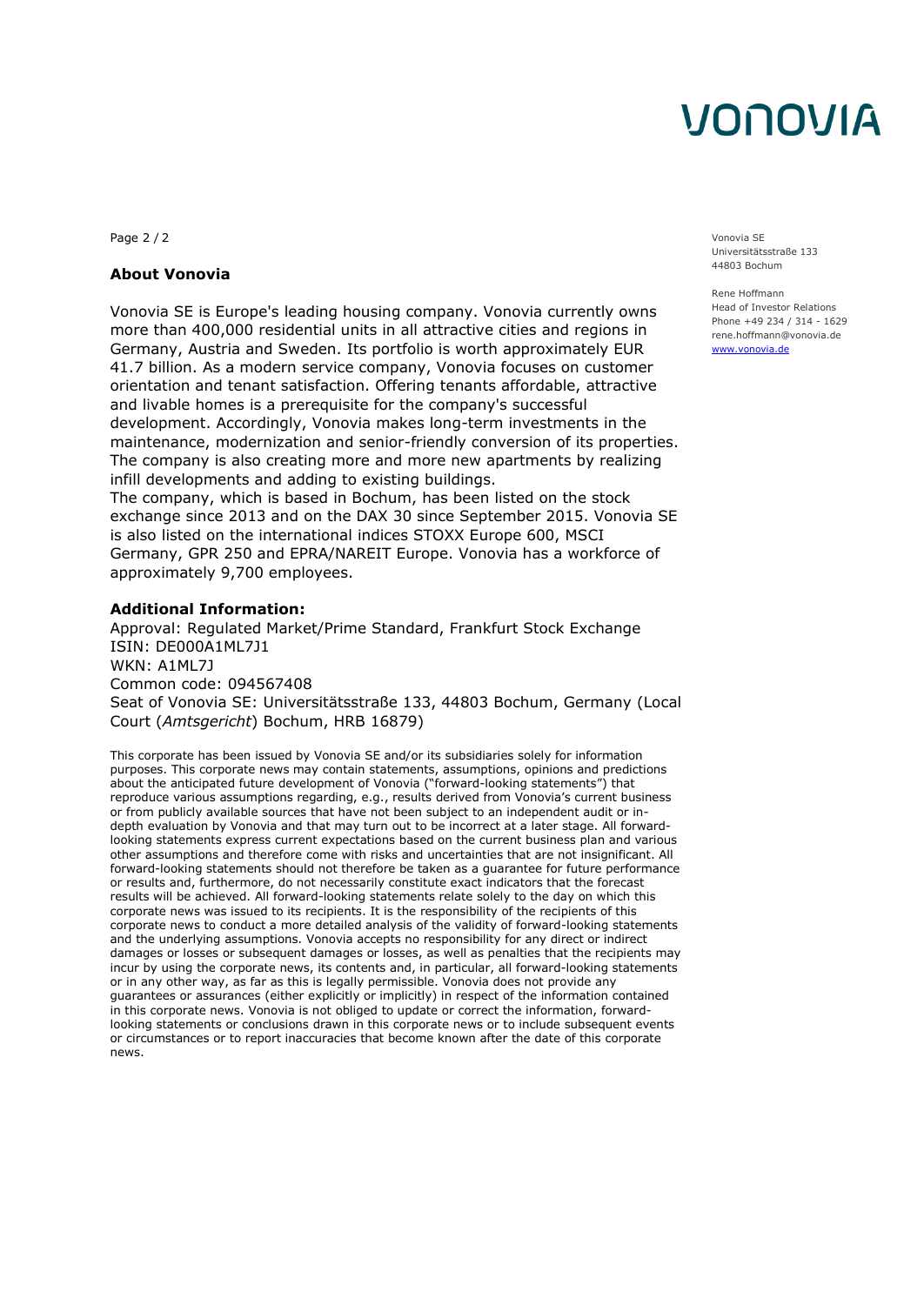Vonovia SE
Universitätsstraße 133
44803 Bochum

Rene Hoffmann
Head of Investor Relations
Phone +49 234 / 314 - 1629
rene.hoffmann@vonovia.de
www.vonovia.de

## About Vonovia

Vonovia SE is Europe's leading housing company. Vonovia currently owns more than 400,000 residential units in all attractive cities and regions in Germany, Austria and Sweden. Its portfolio is worth approximately EUR 41.7 billion. As a modern service company, Vonovia focuses on customer orientation and tenant satisfaction. Offering tenants affordable, attractive and livable homes is a prerequisite for the company's successful development. Accordingly, Vonovia makes long-term investments in the maintenance, modernization and senior-friendly conversion of its properties. The company is also creating more and more new apartments by realizing infill developments and adding to existing buildings.
The company, which is based in Bochum, has been listed on the stock exchange since 2013 and on the DAX 30 since September 2015. Vonovia SE is also listed on the international indices STOXX Europe 600, MSCI Germany, GPR 250 and EPRA/NAREIT Europe. Vonovia has a workforce of approximately 9,700 employees.

**Additional Information:**
Approval: Regulated Market/Prime Standard, Frankfurt Stock Exchange
ISIN: DE000A1ML7J1
WKN: A1ML7J
Common code: 094567408
Seat of Vonovia SE: Universitätsstraße 133, 44803 Bochum, Germany (Local Court (*Amtsgericht*) Bochum, HRB 16879)

This corporate has been issued by Vonovia SE and/or its subsidiaries solely for information purposes. This corporate news may contain statements, assumptions, opinions and predictions about the anticipated future development of Vonovia ("forward-looking statements") that reproduce various assumptions regarding, e.g., results derived from Vonovia's current business or from publicly available sources that have not been subject to an independent audit or in-depth evaluation by Vonovia and that may turn out to be incorrect at a later stage. All forward-looking statements express current expectations based on the current business plan and various other assumptions and therefore come with risks and uncertainties that are not insignificant. All forward-looking statements should not therefore be taken as a guarantee for future performance or results and, furthermore, do not necessarily constitute exact indicators that the forecast results will be achieved. All forward-looking statements relate solely to the day on which this corporate news was issued to its recipients. It is the responsibility of the recipients of this corporate news to conduct a more detailed analysis of the validity of forward-looking statements and the underlying assumptions. Vonovia accepts no responsibility for any direct or indirect damages or losses or subsequent damages or losses, as well as penalties that the recipients may incur by using the corporate news, its contents and, in particular, all forward-looking statements or in any other way, as far as this is legally permissible. Vonovia does not provide any guarantees or assurances (either explicitly or implicitly) in respect of the information contained in this corporate news. Vonovia is not obliged to update or correct the information, forward-looking statements or conclusions drawn in this corporate news or to include subsequent events or circumstances or to report inaccuracies that become known after the date of this corporate news.